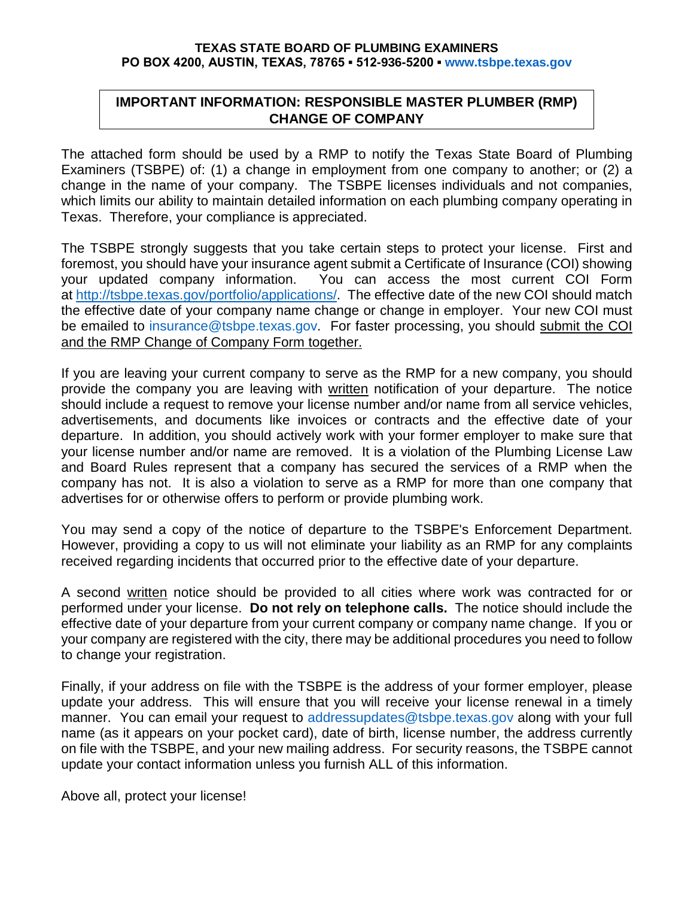**TEXAS STATE BOARD OF PLUMBING EXAMINERS**
**PO BOX 4200, AUSTIN, TEXAS, 78765 ▪ 512-936-5200 ▪ www.tsbpe.texas.gov**

# IMPORTANT INFORMATION: RESPONSIBLE MASTER PLUMBER (RMP) CHANGE OF COMPANY

The attached form should be used by a RMP to notify the Texas State Board of Plumbing Examiners (TSBPE) of: (1) a change in employment from one company to another; or (2) a change in the name of your company. The TSBPE licenses individuals and not companies, which limits our ability to maintain detailed information on each plumbing company operating in Texas. Therefore, your compliance is appreciated.

The TSBPE strongly suggests that you take certain steps to protect your license. First and foremost, you should have your insurance agent submit a Certificate of Insurance (COI) showing your updated company information. You can access the most current COI Form at http://tsbpe.texas.gov/portfolio/applications/. The effective date of the new COI should match the effective date of your company name change or change in employer. Your new COI must be emailed to insurance@tsbpe.texas.gov. For faster processing, you should submit the COI and the RMP Change of Company Form together.

If you are leaving your current company to serve as the RMP for a new company, you should provide the company you are leaving with written notification of your departure. The notice should include a request to remove your license number and/or name from all service vehicles, advertisements, and documents like invoices or contracts and the effective date of your departure. In addition, you should actively work with your former employer to make sure that your license number and/or name are removed. It is a violation of the Plumbing License Law and Board Rules represent that a company has secured the services of a RMP when the company has not. It is also a violation to serve as a RMP for more than one company that advertises for or otherwise offers to perform or provide plumbing work.

You may send a copy of the notice of departure to the TSBPE's Enforcement Department. However, providing a copy to us will not eliminate your liability as an RMP for any complaints received regarding incidents that occurred prior to the effective date of your departure.

A second written notice should be provided to all cities where work was contracted for or performed under your license. **Do not rely on telephone calls.** The notice should include the effective date of your departure from your current company or company name change. If you or your company are registered with the city, there may be additional procedures you need to follow to change your registration.

Finally, if your address on file with the TSBPE is the address of your former employer, please update your address. This will ensure that you will receive your license renewal in a timely manner. You can email your request to addressupdates@tsbpe.texas.gov along with your full name (as it appears on your pocket card), date of birth, license number, the address currently on file with the TSBPE, and your new mailing address. For security reasons, the TSBPE cannot update your contact information unless you furnish ALL of this information.

Above all, protect your license!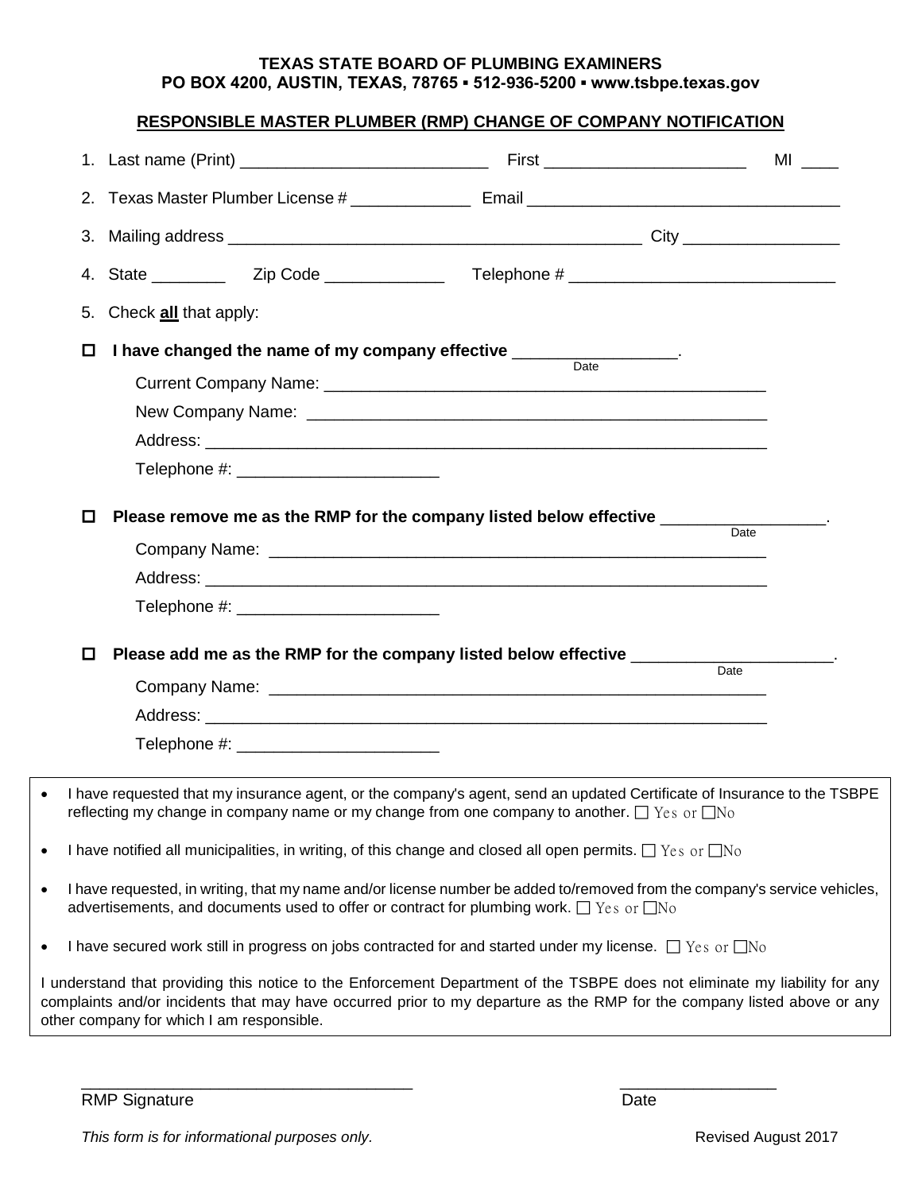**TEXAS STATE BOARD OF PLUMBING EXAMINERS**
**PO BOX 4200, AUSTIN, TEXAS, 78765 ▪ 512-936-5200 ▪ www.tsbpe.texas.gov**

## RESPONSIBLE MASTER PLUMBER (RMP) CHANGE OF COMPANY NOTIFICATION

1. Last name (Print) ___________________________ First _____________________ MI ____
2. Texas Master Plumber License # _____________ Email __________________________________
3. Mailing address ______________________________________________ City _________________
4. State ________ Zip Code _____________ Telephone # ____________________________
5. Check **all** that apply:

☐ **I have changed the name of my company effective** _________________.
(Date)

Current Company Name: ________________________________________________

New Company Name: __________________________________________________

Address: ______________________________________________________________

Telephone #: _____________________

☐ **Please remove me as the RMP for the company listed below effective** _________________.
(Date)

Company Name: ______________________________________________________

Address: ______________________________________________________________

Telephone #: _____________________

☐ **Please add me as the RMP for the company listed below effective** _____________________.
(Date)

Company Name: ______________________________________________________

Address: ______________________________________________________________

Telephone #: _____________________

- I have requested that my insurance agent, or the company's agent, send an updated Certificate of Insurance to the TSBPE reflecting my change in company name or my change from one company to another. ☐ Yes or ☐No
- I have notified all municipalities, in writing, of this change and closed all open permits. ☐ Yes or ☐No
- I have requested, in writing, that my name and/or license number be added to/removed from the company's service vehicles, advertisements, and documents used to offer or contract for plumbing work. ☐ Yes or ☐No
- I have secured work still in progress on jobs contracted for and started under my license. ☐ Yes or ☐No

I understand that providing this notice to the Enforcement Department of the TSBPE does not eliminate my liability for any complaints and/or incidents that may have occurred prior to my departure as the RMP for the company listed above or any other company for which I am responsible.

___________________________________ _________________

RMP Signature Date

*This form is for informational purposes only.* Revised August 2017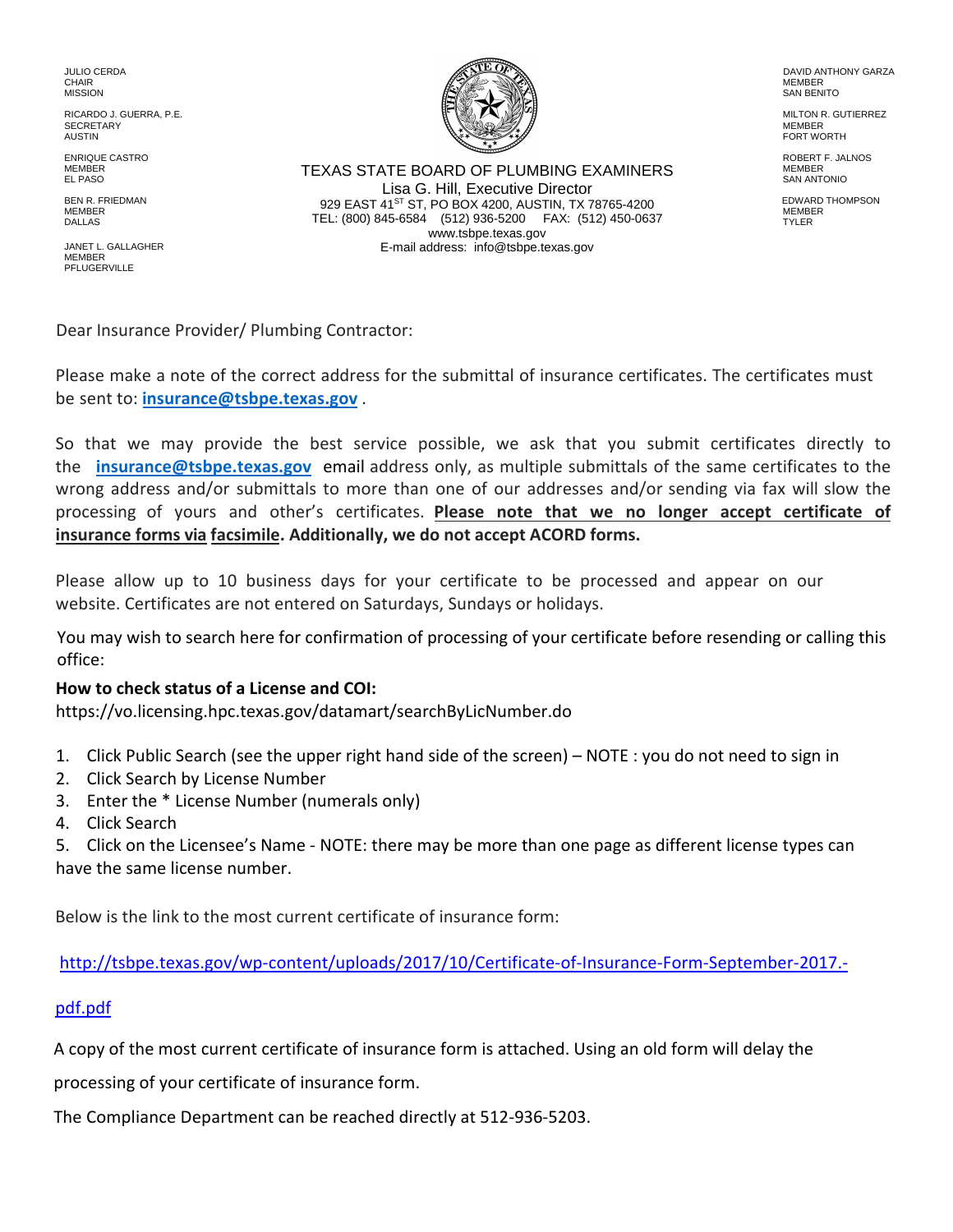JULIO CERDA
CHAIR
MISSION

RICARDO J. GUERRA, P.E.
SECRETARY
AUSTIN

ENRIQUE CASTRO
MEMBER
EL PASO

BEN R. FRIEDMAN
MEMBER
DALLAS

JANET L. GALLAGHER
MEMBER
PFLUGERVILLE

TEXAS STATE BOARD OF PLUMBING EXAMINERS
Lisa G. Hill, Executive Director
929 EAST 41ST ST, PO BOX 4200, AUSTIN, TX 78765-4200
TEL: (800) 845-6584 (512) 936-5200 FAX: (512) 450-0637
www.tsbpe.texas.gov
E-mail address: info@tsbpe.texas.gov

DAVID ANTHONY GARZA
MEMBER
SAN BENITO

MILTON R. GUTIERREZ
MEMBER
FORT WORTH

ROBERT F. JALNOS
MEMBER
SAN ANTONIO

EDWARD THOMPSON
MEMBER
TYLER

Dear Insurance Provider/ Plumbing Contractor:

Please make a note of the correct address for the submittal of insurance certificates. The certificates must be sent to: **insurance@tsbpe.texas.gov** .

So that we may provide the best service possible, we ask that you submit certificates directly to the **insurance@tsbpe.texas.gov** email address only, as multiple submittals of the same certificates to the wrong address and/or submittals to more than one of our addresses and/or sending via fax will slow the processing of yours and other's certificates. **Please note that we no longer accept certificate of insurance forms via facsimile. Additionally, we do not accept ACORD forms.**

Please allow up to 10 business days for your certificate to be processed and appear on our website. Certificates are not entered on Saturdays, Sundays or holidays.

You may wish to search here for confirmation of processing of your certificate before resending or calling this office:

**How to check status of a License and COI:**
https://vo.licensing.hpc.texas.gov/datamart/searchByLicNumber.do

1. Click Public Search (see the upper right hand side of the screen) – NOTE : you do not need to sign in
2. Click Search by License Number
3. Enter the * License Number (numerals only)
4. Click Search
5. Click on the Licensee's Name - NOTE: there may be more than one page as different license types can have the same license number.

Below is the link to the most current certificate of insurance form:

http://tsbpe.texas.gov/wp-content/uploads/2017/10/Certificate-of-Insurance-Form-September-2017.-pdf.pdf

A copy of the most current certificate of insurance form is attached. Using an old form will delay the processing of your certificate of insurance form.

The Compliance Department can be reached directly at 512-936-5203.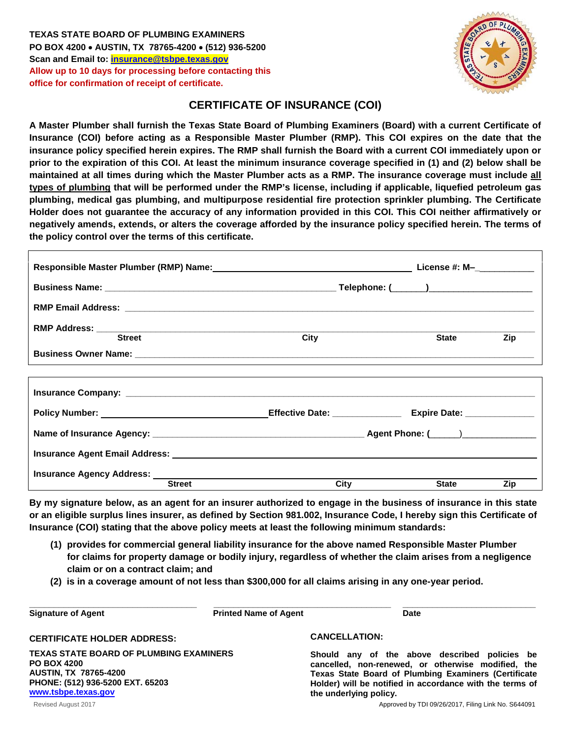**TEXAS STATE BOARD OF PLUMBING EXAMINERS**
**PO BOX 4200 • AUSTIN, TX 78765-4200 • (512) 936-5200**
**Scan and Email to: insurance@tsbpe.texas.gov**
**Allow up to 10 days for processing before contacting this office for confirmation of receipt of certificate.**

# CERTIFICATE OF INSURANCE (COI)

**A Master Plumber shall furnish the Texas State Board of Plumbing Examiners (Board) with a current Certificate of Insurance (COI) before acting as a Responsible Master Plumber (RMP). This COI expires on the date that the insurance policy specified herein expires. The RMP shall furnish the Board with a current COI immediately upon or prior to the expiration of this COI. At least the minimum insurance coverage specified in (1) and (2) below shall be maintained at all times during which the Master Plumber acts as a RMP. The insurance coverage must include all types of plumbing that will be performed under the RMP's license, including if applicable, liquefied petroleum gas plumbing, medical gas plumbing, and multipurpose residential fire protection sprinkler plumbing. The Certificate Holder does not guarantee the accuracy of any information provided in this COI. This COI neither affirmatively or negatively amends, extends, or alters the coverage afforded by the insurance policy specified herein. The terms of the policy control over the terms of this certificate.**

**Responsible Master Plumber (RMP) Name:** ______________________ **License #: M–**__________

**Business Name:** ______________________ **Telephone: (**______**)**__________

**RMP Email Address:** ______________________

**RMP Address:** ______________________
Street  City  State  Zip

**Business Owner Name:** ______________________

**Insurance Company:** ______________________

**Policy Number:** ______________ **Effective Date:** ____________ **Expire Date:** ____________

**Name of Insurance Agency:** ______________________ **Agent Phone: (**_____**)**__________

**Insurance Agent Email Address:** ______________________

**Insurance Agency Address:** ______________________
Street  City  State  Zip

**By my signature below, as an agent for an insurer authorized to engage in the business of insurance in this state or an eligible surplus lines insurer, as defined by Section 981.002, Insurance Code, I hereby sign this Certificate of Insurance (COI) stating that the above policy meets at least the following minimum standards:**

**(1) provides for commercial general liability insurance for the above named Responsible Master Plumber for claims for property damage or bodily injury, regardless of whether the claim arises from a negligence claim or on a contract claim; and**

**(2) is in a coverage amount of not less than $300,000 for all claims arising in any one-year period.**

______________________ ______________________ ______________________
**Signature of Agent** **Printed Name of Agent** **Date**

**CERTIFICATE HOLDER ADDRESS:**

**TEXAS STATE BOARD OF PLUMBING EXAMINERS**
**PO BOX 4200**
**AUSTIN, TX 78765-4200**
**PHONE: (512) 936-5200 EXT. 65203**
**www.tsbpe.texas.gov**

**CANCELLATION:**

**Should any of the above described policies be cancelled, non-renewed, or otherwise modified, the Texas State Board of Plumbing Examiners (Certificate Holder) will be notified in accordance with the terms of the underlying policy.**

Revised August 2017

Approved by TDI 09/26/2017, Filing Link No. S644091